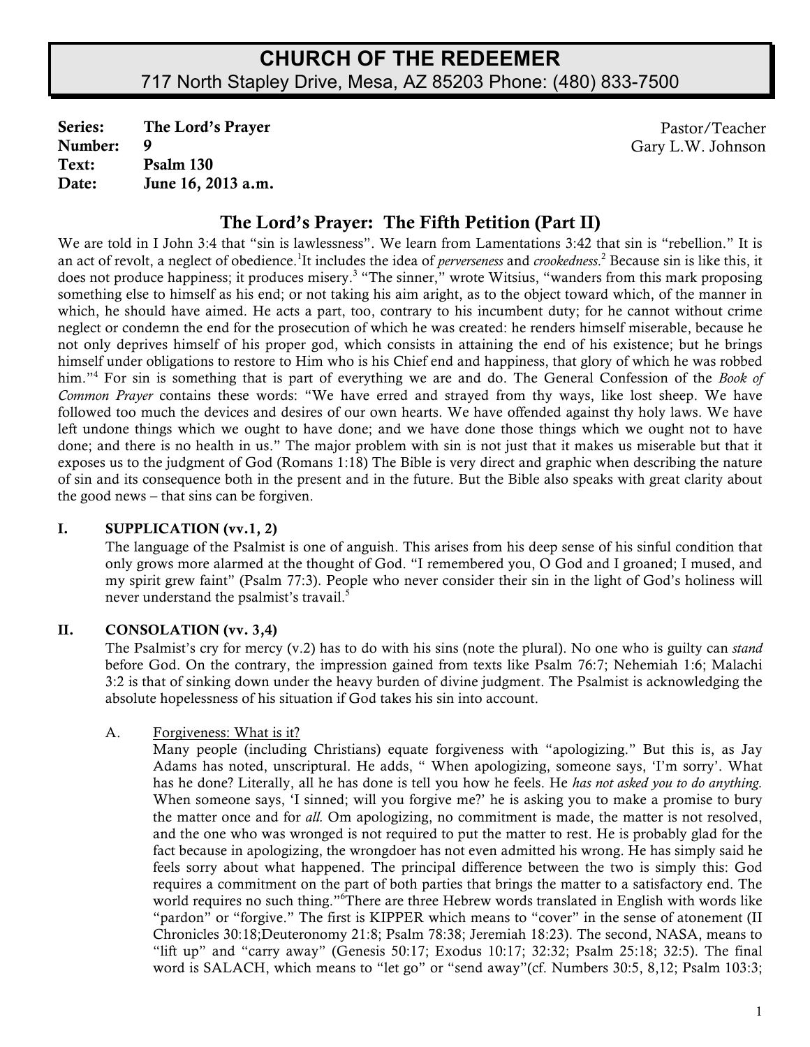# CHURCH OF THE REDEEMER

717 North Stapley Drive, Mesa, AZ 85203 Phone: (480) 833-7500

**Series:** **The Lord's Prayer**
**Number:** **9**
**Text:** **Psalm 130**
**Date:** **June 16, 2013 a.m.**

Pastor/Teacher
Gary L.W. Johnson

## The Lord's Prayer: The Fifth Petition (Part II)

We are told in I John 3:4 that "sin is lawlessness". We learn from Lamentations 3:42 that sin is "rebellion." It is an act of revolt, a neglect of obedience.[1]It includes the idea of *perverseness* and *crookedness*.[2] Because sin is like this, it does not produce happiness; it produces misery.[3] "The sinner," wrote Witsius, "wanders from this mark proposing something else to himself as his end; or not taking his aim aright, as to the object toward which, of the manner in which, he should have aimed. He acts a part, too, contrary to his incumbent duty; for he cannot without crime neglect or condemn the end for the prosecution of which he was created: he renders himself miserable, because he not only deprives himself of his proper god, which consists in attaining the end of his existence; but he brings himself under obligations to restore to Him who is his Chief end and happiness, that glory of which he was robbed him."[4] For sin is something that is part of everything we are and do. The General Confession of the *Book of Common Prayer* contains these words: "We have erred and strayed from thy ways, like lost sheep. We have followed too much the devices and desires of our own hearts. We have offended against thy holy laws. We have left undone things which we ought to have done; and we have done those things which we ought not to have done; and there is no health in us." The major problem with sin is not just that it makes us miserable but that it exposes us to the judgment of God (Romans 1:18) The Bible is very direct and graphic when describing the nature of sin and its consequence both in the present and in the future. But the Bible also speaks with great clarity about the good news – that sins can be forgiven.

### I. SUPPLICATION (vv.1, 2)

The language of the Psalmist is one of anguish. This arises from his deep sense of his sinful condition that only grows more alarmed at the thought of God. "I remembered you, O God and I groaned; I mused, and my spirit grew faint" (Psalm 77:3). People who never consider their sin in the light of God's holiness will never understand the psalmist's travail.[5]

### II. CONSOLATION (vv. 3,4)

The Psalmist's cry for mercy (v.2) has to do with his sins (note the plural). No one who is guilty can *stand* before God. On the contrary, the impression gained from texts like Psalm 76:7; Nehemiah 1:6; Malachi 3:2 is that of sinking down under the heavy burden of divine judgment. The Psalmist is acknowledging the absolute hopelessness of his situation if God takes his sin into account.

A. Forgiveness: What is it?

Many people (including Christians) equate forgiveness with "apologizing." But this is, as Jay Adams has noted, unscriptural. He adds, " When apologizing, someone says, 'I'm sorry'. What has he done? Literally, all he has done is tell you how he feels. He *has not asked you to do anything.* When someone says, 'I sinned; will you forgive me?' he is asking you to make a promise to bury the matter once and for *all.* Om apologizing, no commitment is made, the matter is not resolved, and the one who was wronged is not required to put the matter to rest. He is probably glad for the fact because in apologizing, the wrongdoer has not even admitted his wrong. He has simply said he feels sorry about what happened. The principal difference between the two is simply this: God requires a commitment on the part of both parties that brings the matter to a satisfactory end. The world requires no such thing."[6]There are three Hebrew words translated in English with words like "pardon" or "forgive." The first is KIPPER which means to "cover" in the sense of atonement (II Chronicles 30:18;Deuteronomy 21:8; Psalm 78:38; Jeremiah 18:23). The second, NASA, means to "lift up" and "carry away" (Genesis 50:17; Exodus 10:17; 32:32; Psalm 25:18; 32:5). The final word is SALACH, which means to "let go" or "send away"(cf. Numbers 30:5, 8,12; Psalm 103:3;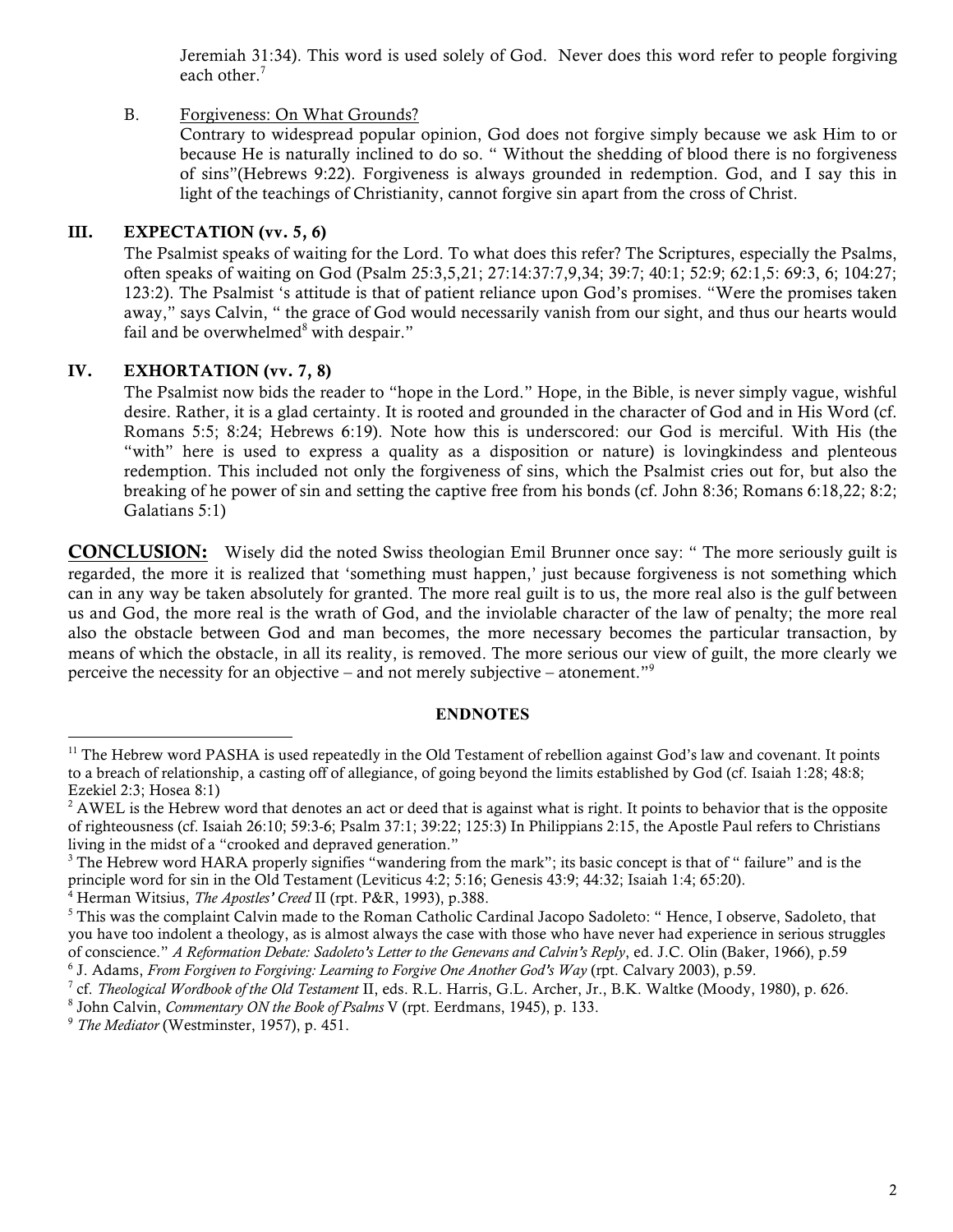Jeremiah 31:34). This word is used solely of God. Never does this word refer to people forgiving each other.[7]

B. Forgiveness: On What Grounds?

Contrary to widespread popular opinion, God does not forgive simply because we ask Him to or because He is naturally inclined to do so. " Without the shedding of blood there is no forgiveness of sins"(Hebrews 9:22). Forgiveness is always grounded in redemption. God, and I say this in light of the teachings of Christianity, cannot forgive sin apart from the cross of Christ.

## III. EXPECTATION (vv. 5, 6)

The Psalmist speaks of waiting for the Lord. To what does this refer? The Scriptures, especially the Psalms, often speaks of waiting on God (Psalm 25:3,5,21; 27:14:37:7,9,34; 39:7; 40:1; 52:9; 62:1,5: 69:3, 6; 104:27; 123:2). The Psalmist 's attitude is that of patient reliance upon God's promises. "Were the promises taken away," says Calvin, " the grace of God would necessarily vanish from our sight, and thus our hearts would fail and be overwhelmed[8] with despair."

## IV. EXHORTATION (vv. 7, 8)

The Psalmist now bids the reader to "hope in the Lord." Hope, in the Bible, is never simply vague, wishful desire. Rather, it is a glad certainty. It is rooted and grounded in the character of God and in His Word (cf. Romans 5:5; 8:24; Hebrews 6:19). Note how this is underscored: our God is merciful. With His (the "with" here is used to express a quality as a disposition or nature) is lovingkindess and plenteous redemption. This included not only the forgiveness of sins, which the Psalmist cries out for, but also the breaking of he power of sin and setting the captive free from his bonds (cf. John 8:36; Romans 6:18,22; 8:2; Galatians 5:1)

**CONCLUSION:** Wisely did the noted Swiss theologian Emil Brunner once say: " The more seriously guilt is regarded, the more it is realized that 'something must happen,' just because forgiveness is not something which can in any way be taken absolutely for granted. The more real guilt is to us, the more real also is the gulf between us and God, the more real is the wrath of God, and the inviolable character of the law of penalty; the more real also the obstacle between God and man becomes, the more necessary becomes the particular transaction, by means of which the obstacle, in all its reality, is removed. The more serious our view of guilt, the more clearly we perceive the necessity for an objective – and not merely subjective – atonement."[9]

**ENDNOTES**

[11] The Hebrew word PASHA is used repeatedly in the Old Testament of rebellion against God's law and covenant. It points to a breach of relationship, a casting off of allegiance, of going beyond the limits established by God (cf. Isaiah 1:28; 48:8; Ezekiel 2:3; Hosea 8:1)

[2] AWEL is the Hebrew word that denotes an act or deed that is against what is right. It points to behavior that is the opposite of righteousness (cf. Isaiah 26:10; 59:3-6; Psalm 37:1; 39:22; 125:3) In Philippians 2:15, the Apostle Paul refers to Christians living in the midst of a "crooked and depraved generation."

[3] The Hebrew word HARA properly signifies "wandering from the mark"; its basic concept is that of " failure" and is the principle word for sin in the Old Testament (Leviticus 4:2; 5:16; Genesis 43:9; 44:32; Isaiah 1:4; 65:20).

[4] Herman Witsius, *The Apostles' Creed* II (rpt. P&R, 1993), p.388.

[5] This was the complaint Calvin made to the Roman Catholic Cardinal Jacopo Sadoleto: " Hence, I observe, Sadoleto, that you have too indolent a theology, as is almost always the case with those who have never had experience in serious struggles of conscience." *A Reformation Debate: Sadoleto's Letter to the Genevans and Calvin's Reply*, ed. J.C. Olin (Baker, 1966), p.59

[6] J. Adams, *From Forgiven to Forgiving: Learning to Forgive One Another God's Way* (rpt. Calvary 2003), p.59.

[7] cf. *Theological Wordbook of the Old Testament* II, eds. R.L. Harris, G.L. Archer, Jr., B.K. Waltke (Moody, 1980), p. 626.

[8] John Calvin, *Commentary ON the Book of Psalms* V (rpt. Eerdmans, 1945), p. 133.

[9] *The Mediator* (Westminster, 1957), p. 451.